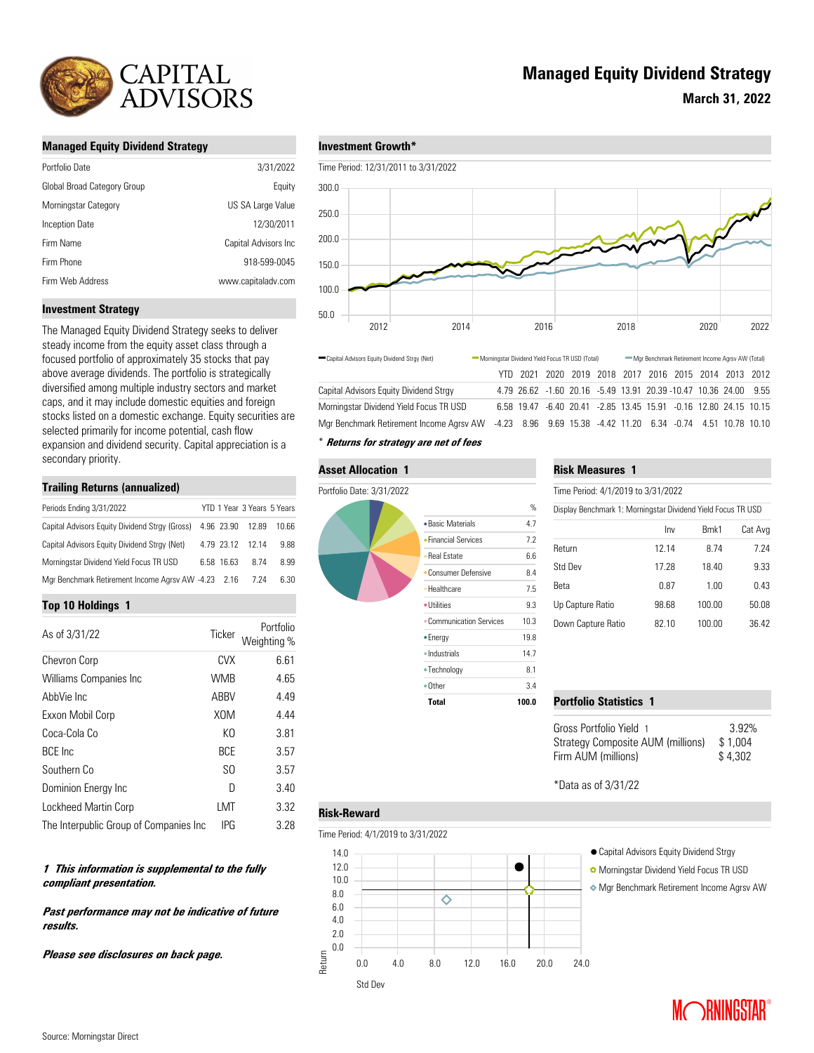# Managed Equity Dividend Strategy

**March 31, 2022**

## Managed Equity Dividend Strategy

| | |
|---|---|
| Portfolio Date | 3/31/2022 |
| Global Broad Category Group | Equity |
| Morningstar Category | US SA Large Value |
| Inception Date | 12/30/2011 |
| Firm Name | Capital Advisors Inc |
| Firm Phone | 918-599-0045 |
| Firm Web Address | www.capitaladv.com |

## Investment Strategy

The Managed Equity Dividend Strategy seeks to deliver steady income from the equity asset class through a focused portfolio of approximately 35 stocks that pay above average dividends. The portfolio is strategically diversified among multiple industry sectors and market caps, and it may include domestic equities and foreign stocks listed on a domestic exchange. Equity securities are selected primarily for income potential, cash flow expansion and dividend security. Capital appreciation is a secondary priority.

## Trailing Returns (annualized)

| Periods Ending 3/31/2022 | YTD | 1 Year | 3 Years | 5 Years |
|---|---|---|---|---|
| Capital Advisors Equity Dividend Strgy (Gross) | 4.96 | 23.90 | 12.89 | 10.66 |
| Capital Advisors Equity Dividend Strgy (Net) | 4.79 | 23.12 | 12.14 | 9.88 |
| Morningstar Dividend Yield Focus TR USD | 6.58 | 16.63 | 8.74 | 8.99 |
| Mgr Benchmark Retirement Income Agrsv AW | -4.23 | 2.16 | 7.24 | 6.30 |

## Top 10 Holdings 1

| As of 3/31/22 | Ticker | Portfolio Weighting % |
|---|---|---|
| Chevron Corp | CVX | 6.61 |
| Williams Companies Inc | WMB | 4.65 |
| AbbVie Inc | ABBV | 4.49 |
| Exxon Mobil Corp | XOM | 4.44 |
| Coca-Cola Co | KO | 3.81 |
| BCE Inc | BCE | 3.57 |
| Southern Co | SO | 3.57 |
| Dominion Energy Inc | D | 3.40 |
| Lockheed Martin Corp | LMT | 3.32 |
| The Interpublic Group of Companies Inc | IPG | 3.28 |

***1 This information is supplemental to the fully compliant presentation.***

***Past performance may not be indicative of future results.***

***Please see disclosures on back page.***

## Investment Growth*

Time Period: 12/31/2011 to 3/31/2022

Capital Advisors Equity Dividend Strgy (Net) — Morningstar Dividend Yield Focus TR USD (Total) — Mgr Benchmark Retirement Income Agrsv AW (Total)

| | YTD | 2021 | 2020 | 2019 | 2018 | 2017 | 2016 | 2015 | 2014 | 2013 | 2012 |
|---|---|---|---|---|---|---|---|---|---|---|---|
| Capital Advisors Equity Dividend Strgy | 4.79 | 26.62 | -1.60 | 20.16 | -5.49 | 13.91 | 20.39 | -10.47 | 10.36 | 24.00 | 9.55 |
| Morningstar Dividend Yield Focus TR USD | 6.58 | 19.47 | -6.40 | 20.41 | -2.85 | 13.45 | 15.91 | -0.16 | 12.80 | 24.15 | 10.15 |
| Mgr Benchmark Retirement Income Agrsv AW | -4.23 | 8.96 | 9.69 | 15.38 | -4.42 | 11.20 | 6.34 | -0.74 | 4.51 | 10.78 | 10.10 |

*** Returns for strategy are net of fees***

## Asset Allocation 1

Portfolio Date: 3/31/2022

| | % |
|---|---|
| Basic Materials | 4.7 |
| Financial Services | 7.2 |
| Real Estate | 6.6 |
| Consumer Defensive | 8.4 |
| Healthcare | 7.5 |
| Utilities | 9.3 |
| Communication Services | 10.3 |
| Energy | 19.8 |
| Industrials | 14.7 |
| Technology | 8.1 |
| Other | 3.4 |
| **Total** | **100.0** |

## Risk Measures 1

Time Period: 4/1/2019 to 3/31/2022

Display Benchmark 1: Morningstar Dividend Yield Focus TR USD

| | Inv | Bmk1 | Cat Avg |
|---|---|---|---|
| Return | 12.14 | 8.74 | 7.24 |
| Std Dev | 17.28 | 18.40 | 9.33 |
| Beta | 0.87 | 1.00 | 0.43 |
| Up Capture Ratio | 98.68 | 100.00 | 50.08 |
| Down Capture Ratio | 82.10 | 100.00 | 36.42 |

## Portfolio Statistics 1

| | |
|---|---|
| Gross Portfolio Yield 1 | 3.92% |
| Strategy Composite AUM (millions) | $ 1,004 |
| Firm AUM (millions) | $ 4,302 |

*Data as of 3/31/22

## Risk-Reward

Time Period: 4/1/2019 to 3/31/2022

- Capital Advisors Equity Dividend Strgy
- Morningstar Dividend Yield Focus TR USD
- Mgr Benchmark Retirement Income Agrsv AW

Source: Morningstar Direct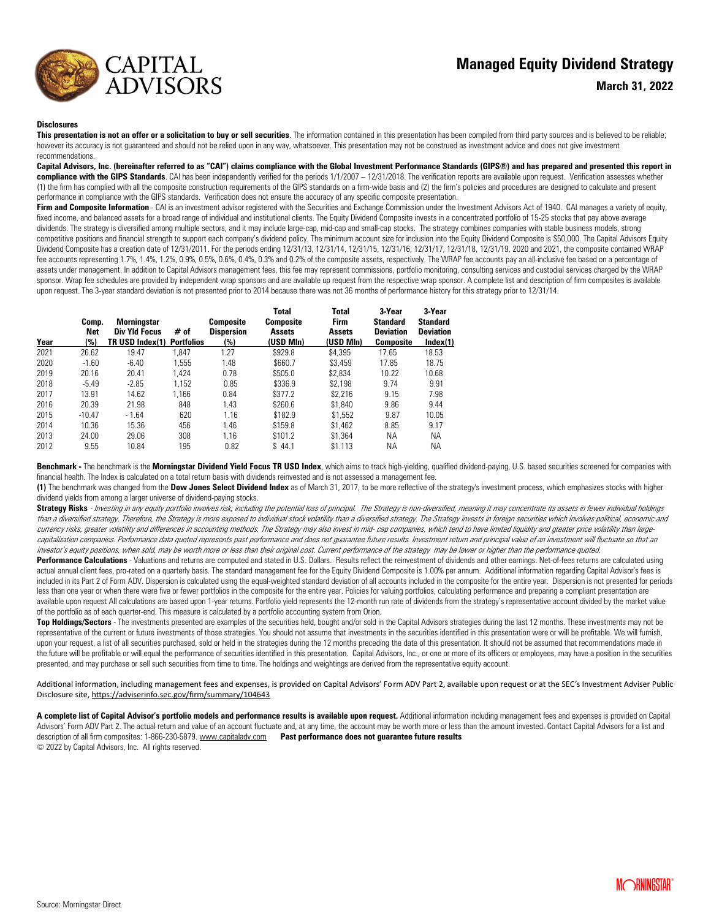# Managed Equity Dividend Strategy

**March 31, 2022**

**Disclosures**

**This presentation is not an offer or a solicitation to buy or sell securities**. The information contained in this presentation has been compiled from third party sources and is believed to be reliable; however its accuracy is not guaranteed and should not be relied upon in any way, whatsoever. This presentation may not be construed as investment advice and does not give investment recommendations.

**Capital Advisors, Inc. (hereinafter referred to as "CAI") claims compliance with the Global Investment Performance Standards (GIPS®) and has prepared and presented this report in compliance with the GIPS Standards**. CAI has been independently verified for the periods 1/1/2007 – 12/31/2018. The verification reports are available upon request. Verification assesses whether (1) the firm has complied with all the composite construction requirements of the GIPS standards on a firm-wide basis and (2) the firm's policies and procedures are designed to calculate and present performance in compliance with the GIPS standards. Verification does not ensure the accuracy of any specific composite presentation.

**Firm and Composite Information** - CAI is an investment advisor registered with the Securities and Exchange Commission under the Investment Advisors Act of 1940. CAI manages a variety of equity, fixed income, and balanced assets for a broad range of individual and institutional clients. The Equity Dividend Composite invests in a concentrated portfolio of 15-25 stocks that pay above average dividends. The strategy is diversified among multiple sectors, and it may include large-cap, mid-cap and small-cap stocks. The strategy combines companies with stable business models, strong competitive positions and financial strength to support each company's dividend policy. The minimum account size for inclusion into the Equity Dividend Composite is $50,000. The Capital Advisors Equity Dividend Composite has a creation date of 12/31/2011. For the periods ending 12/31/13, 12/31/14, 12/31/15, 12/31/16, 12/31/17, 12/31/18, 12/31/19, 2020 and 2021, the composite contained WRAP fee accounts representing 1.7%, 1.4%, 1.2%, 0.9%, 0.5%, 0.6%, 0.4%, 0.3% and 0.2% of the composite assets, respectively. The WRAP fee accounts pay an all-inclusive fee based on a percentage of assets under management. In addition to Capital Advisors management fees, this fee may represent commissions, portfolio monitoring, consulting services and custodial services charged by the WRAP sponsor. Wrap fee schedules are provided by independent wrap sponsors and are available up request from the respective wrap sponsor. A complete list and description of firm composites is available upon request. The 3-year standard deviation is not presented prior to 2014 because there was not 36 months of performance history for this strategy prior to 12/31/14.

| Year | Comp. Net (%) | Morningstar Div Yld Focus TR USD Index(1) | # of Portfolios | Composite Dispersion (%) | Total Composite Assets (USD Mln) | Total Firm Assets (USD Mln) | 3-Year Standard Deviation Composite | 3-Year Standard Deviation Index(1) |
|---|---|---|---|---|---|---|---|---|
| 2021 | 26.62 | 19.47 | 1,847 | 1.27 | $929.8 | $4,395 | 17.65 | 18.53 |
| 2020 | -1.60 | -6.40 | 1,555 | 1.48 | $660.7 | $3,459 | 17.85 | 18.75 |
| 2019 | 20.16 | 20.41 | 1,424 | 0.78 | $505.0 | $2,834 | 10.22 | 10.68 |
| 2018 | -5.49 | -2.85 | 1,152 | 0.85 | $336.9 | $2,198 | 9.74 | 9.91 |
| 2017 | 13.91 | 14.62 | 1,166 | 0.84 | $377.2 | $2,216 | 9.15 | 7.98 |
| 2016 | 20.39 | 21.98 | 848 | 1.43 | $260.6 | $1,840 | 9.86 | 9.44 |
| 2015 | -10.47 | - 1.64 | 620 | 1.16 | $182.9 | $1,552 | 9.87 | 10.05 |
| 2014 | 10.36 | 15.36 | 456 | 1.46 | $159.8 | $1,462 | 8.85 | 9.17 |
| 2013 | 24.00 | 29.06 | 308 | 1.16 | $101.2 | $1,364 | NA | NA |
| 2012 | 9.55 | 10.84 | 195 | 0.82 | $ 44.1 | $1.113 | NA | NA |

**Benchmark -** The benchmark is the **Morningstar Dividend Yield Focus TR USD Index**, which aims to track high-yielding, qualified dividend-paying, U.S. based securities screened for companies with financial health. The Index is calculated on a total return basis with dividends reinvested and is not assessed a management fee.

**(1)** The benchmark was changed from the **Dow Jones Select Dividend Index** as of March 31, 2017, to be more reflective of the strategy's investment process, which emphasizes stocks with higher dividend yields from among a larger universe of dividend-paying stocks.

**Strategy Risks** - *Investing in any equity portfolio involves risk, including the potential loss of principal. The Strategy is non-diversified, meaning it may concentrate its assets in fewer individual holdings than a diversified strategy. Therefore, the Strategy is more exposed to individual stock volatility than a diversified strategy. The Strategy invests in foreign securities which involves political, economic and currency risks, greater volatility and differences in accounting methods. The Strategy may also invest in mid- cap companies, which tend to have limited liquidity and greater price volatility than large-capitalization companies. Performance data quoted represents past performance and does not guarantee future results. Investment return and principal value of an investment will fluctuate so that an investor's equity positions, when sold, may be worth more or less than their original cost. Current performance of the strategy may be lower or higher than the performance quoted.*

**Performance Calculations** - Valuations and returns are computed and stated in U.S. Dollars. Results reflect the reinvestment of dividends and other earnings. Net-of-fees returns are calculated using actual annual client fees, pro-rated on a quarterly basis. The standard management fee for the Equity Dividend Composite is 1.00% per annum. Additional information regarding Capital Advisor's fees is included in its Part 2 of Form ADV. Dispersion is calculated using the equal-weighted standard deviation of all accounts included in the composite for the entire year. Dispersion is not presented for periods less than one year or when there were five or fewer portfolios in the composite for the entire year. Policies for valuing portfolios, calculating performance and preparing a compliant presentation are available upon request All calculations are based upon 1-year returns. Portfolio yield represents the 12-month run rate of dividends from the strategy's representative account divided by the market value of the portfolio as of each quarter-end. This measure is calculated by a portfolio accounting system from Orion.

**Top Holdings/Sectors** - The investments presented are examples of the securities held, bought and/or sold in the Capital Advisors strategies during the last 12 months. These investments may not be representative of the current or future investments of those strategies. You should not assume that investments in the securities identified in this presentation were or will be profitable. We will furnish, upon your request, a list of all securities purchased, sold or held in the strategies during the 12 months preceding the date of this presentation. It should not be assumed that recommendations made in the future will be profitable or will equal the performance of securities identified in this presentation. Capital Advisors, Inc., or one or more of its officers or employees, may have a position in the securities presented, and may purchase or sell such securities from time to time. The holdings and weightings are derived from the representative equity account.

Additional information, including management fees and expenses, is provided on Capital Advisors' Form ADV Part 2, available upon request or at the SEC's Investment Adviser Public Disclosure site, https://adviserinfo.sec.gov/firm/summary/104643

**A complete list of Capital Advisor's portfolio models and performance results is available upon request.** Additional information including management fees and expenses is provided on Capital Advisors' Form ADV Part 2. The actual return and value of an account fluctuate and, at any time, the account may be worth more or less than the amount invested. Contact Capital Advisors for a list and description of all firm composites: 1-866-230-5879. www.capitaladv.com **Past performance does not guarantee future results**

© 2022 by Capital Advisors, Inc. All rights reserved.

Source: Morningstar Direct